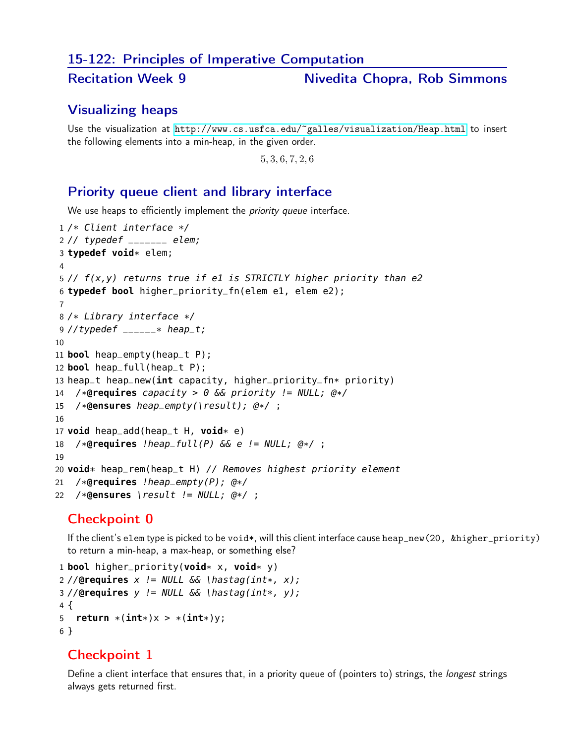# 15-122: Principles of Imperative Computation

## Recitation Week 9 — Nivedita Chopra, Rob Simmons

## Visualizing heaps

Use the visualization at http://www.cs.usfca.edu/~galles/visualization/Heap.html to insert the following elements into a min-heap, in the given order.

$$5, 3, 6, 7, 2, 6$$

## Priority queue client and library interface

We use heaps to efficiently implement the *priority queue* interface.

```
1  /* Client interface */
2  // typedef _______ elem;
3  typedef void* elem;
4
5  // f(x,y) returns true if e1 is STRICTLY higher priority than e2
6  typedef bool higher_priority_fn(elem e1, elem e2);
7
8  /* Library interface */
9  //typedef ______* heap_t;
10
11 bool heap_empty(heap_t P);
12 bool heap_full(heap_t P);
13 heap_t heap_new(int capacity, higher_priority_fn* priority)
14   /*@requires capacity > 0 && priority != NULL; @*/
15   /*@ensures heap_empty(\result); @*/ ;
16
17 void heap_add(heap_t H, void* e)
18   /*@requires !heap_full(P) && e != NULL; @*/ ;
19
20 void* heap_rem(heap_t H) // Removes highest priority element
21   /*@requires !heap_empty(P); @*/
22   /*@ensures \result != NULL; @*/ ;
```

## Checkpoint 0

If the client's `elem` type is picked to be `void*`, will this client interface cause `heap_new(20, &higher_priority)` to return a min-heap, a max-heap, or something else?

```
1 bool higher_priority(void* x, void* y)
2 //@requires x != NULL && \hastag(int*, x);
3 //@requires y != NULL && \hastag(int*, y);
4 {
5   return *(int*)x > *(int*)y;
6 }
```

## Checkpoint 1

Define a client interface that ensures that, in a priority queue of (pointers to) strings, the *longest* strings always gets returned first.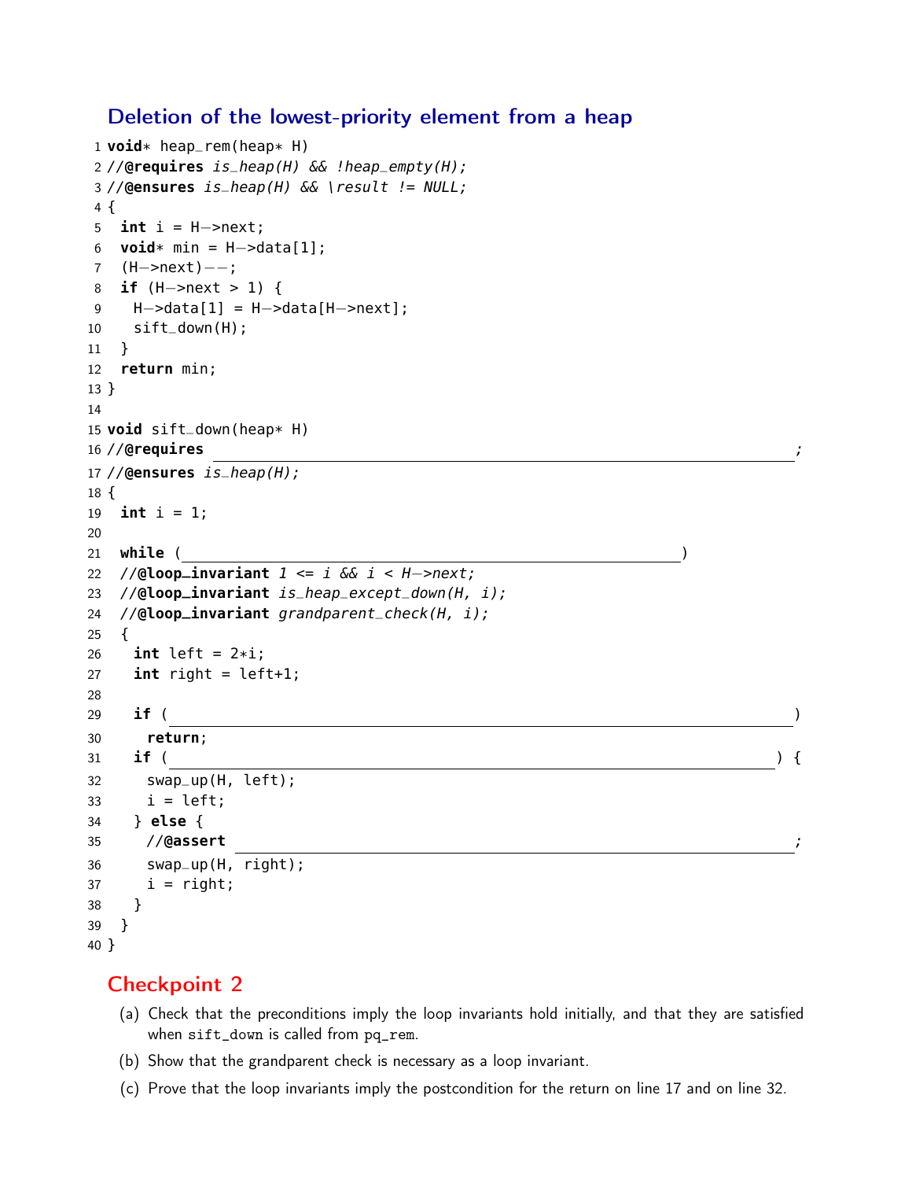## Deletion of the lowest-priority element from a heap

```
1 void* heap_rem(heap* H)
2 //@requires is_heap(H) && !heap_empty(H);
3 //@ensures is_heap(H) && \result != NULL;
4 {
5   int i = H->next;
6   void* min = H->data[1];
7   (H->next)--;
8   if (H->next > 1) {
9     H->data[1] = H->data[H->next];
10    sift_down(H);
11  }
12  return min;
13 }
14
15 void sift_down(heap* H)
16 //@requires ________________________________________________;
17 //@ensures is_heap(H);
18 {
19   int i = 1;
20
21   while (______________________________________________)
22   //@loop_invariant 1 <= i && i < H->next;
23   //@loop_invariant is_heap_except_down(H, i);
24   //@loop_invariant grandparent_check(H, i);
25   {
26     int left = 2*i;
27     int right = left+1;
28
29     if (__________________________________________________)
30       return;
31     if (_________________________________________________) {
32       swap_up(H, left);
33       i = left;
34     } else {
35       //@assert ____________________________________________;
36       swap_up(H, right);
37       i = right;
38     }
39   }
40 }
```

## Checkpoint 2

(a) Check that the preconditions imply the loop invariants hold initially, and that they are satisfied when `sift_down` is called from `pq_rem`.

(b) Show that the grandparent check is necessary as a loop invariant.

(c) Prove that the loop invariants imply the postcondition for the return on line 17 and on line 32.